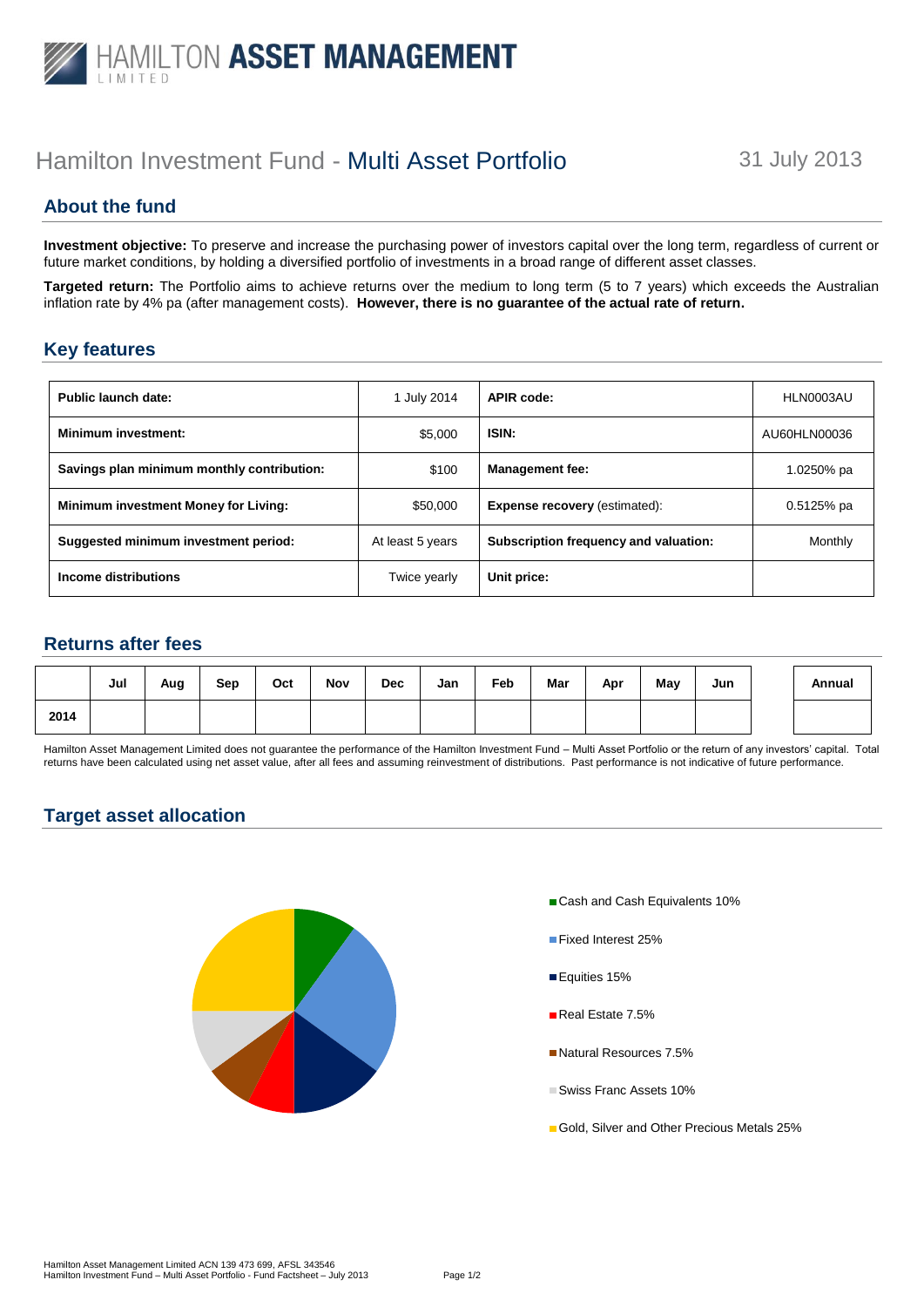HAMILTON **ASSET MANAGEMENT**
LIMITED

# Hamilton Investment Fund - Multi Asset Portfolio

31 July 2013

## About the fund

**Investment objective:** To preserve and increase the purchasing power of investors capital over the long term, regardless of current or future market conditions, by holding a diversified portfolio of investments in a broad range of different asset classes.

**Targeted return:** The Portfolio aims to achieve returns over the medium to long term (5 to 7 years) which exceeds the Australian inflation rate by 4% pa (after management costs). **However, there is no guarantee of the actual rate of return.**

## Key features

| | | | |
|---|---|---|---|
| **Public launch date:** | 1 July 2014 | **APIR code:** | HLN0003AU |
| **Minimum investment:** | $5,000 | **ISIN:** | AU60HLN00036 |
| **Savings plan minimum monthly contribution:** | $100 | **Management fee:** | 1.0250% pa |
| **Minimum investment Money for Living:** | $50,000 | **Expense recovery** (estimated): | 0.5125% pa |
| **Suggested minimum investment period:** | At least 5 years | **Subscription frequency and valuation:** | Monthly |
| **Income distributions** | Twice yearly | **Unit price:** | |

## Returns after fees

| | Jul | Aug | Sep | Oct | Nov | Dec | Jan | Feb | Mar | Apr | May | Jun | Annual |
|---|---|---|---|---|---|---|---|---|---|---|---|---|---|
| **2014** | | | | | | | | | | | | | |

Hamilton Asset Management Limited does not guarantee the performance of the Hamilton Investment Fund – Multi Asset Portfolio or the return of any investors' capital. Total returns have been calculated using net asset value, after all fees and assuming reinvestment of distributions. Past performance is not indicative of future performance.

## Target asset allocation

- Cash and Cash Equivalents 10%
- Fixed Interest 25%
- Equities 15%
- Real Estate 7.5%
- Natural Resources 7.5%
- Swiss Franc Assets 10%
- Gold, Silver and Other Precious Metals 25%

Hamilton Asset Management Limited ACN 139 473 699, AFSL 343546
Hamilton Investment Fund – Multi Asset Portfolio - Fund Factsheet – July 2013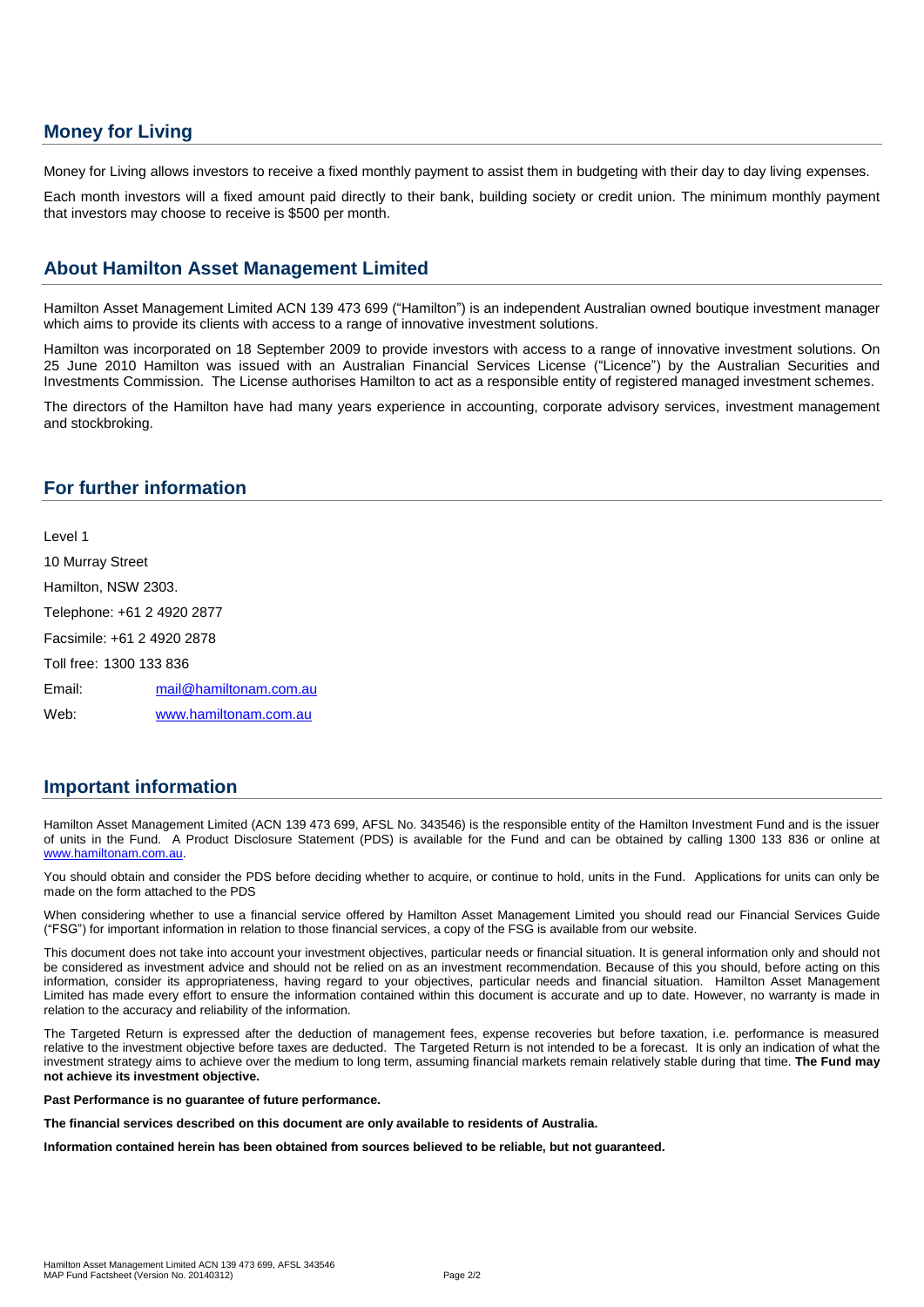## Money for Living

Money for Living allows investors to receive a fixed monthly payment to assist them in budgeting with their day to day living expenses.

Each month investors will a fixed amount paid directly to their bank, building society or credit union. The minimum monthly payment that investors may choose to receive is $500 per month.

## About Hamilton Asset Management Limited

Hamilton Asset Management Limited ACN 139 473 699 ("Hamilton") is an independent Australian owned boutique investment manager which aims to provide its clients with access to a range of innovative investment solutions.

Hamilton was incorporated on 18 September 2009 to provide investors with access to a range of innovative investment solutions. On 25 June 2010 Hamilton was issued with an Australian Financial Services License ("Licence") by the Australian Securities and Investments Commission. The License authorises Hamilton to act as a responsible entity of registered managed investment schemes.

The directors of the Hamilton have had many years experience in accounting, corporate advisory services, investment management and stockbroking.

## For further information

Level 1

10 Murray Street

Hamilton, NSW 2303.

Telephone: +61 2 4920 2877

Facsimile: +61 2 4920 2878

Toll free: 1300 133 836

Email: mail@hamiltonam.com.au

Web: www.hamiltonam.com.au

## Important information

Hamilton Asset Management Limited (ACN 139 473 699, AFSL No. 343546) is the responsible entity of the Hamilton Investment Fund and is the issuer of units in the Fund. A Product Disclosure Statement (PDS) is available for the Fund and can be obtained by calling 1300 133 836 or online at www.hamiltonam.com.au.

You should obtain and consider the PDS before deciding whether to acquire, or continue to hold, units in the Fund. Applications for units can only be made on the form attached to the PDS

When considering whether to use a financial service offered by Hamilton Asset Management Limited you should read our Financial Services Guide ("FSG") for important information in relation to those financial services, a copy of the FSG is available from our website.

This document does not take into account your investment objectives, particular needs or financial situation. It is general information only and should not be considered as investment advice and should not be relied on as an investment recommendation. Because of this you should, before acting on this information, consider its appropriateness, having regard to your objectives, particular needs and financial situation. Hamilton Asset Management Limited has made every effort to ensure the information contained within this document is accurate and up to date. However, no warranty is made in relation to the accuracy and reliability of the information.

The Targeted Return is expressed after the deduction of management fees, expense recoveries but before taxation, i.e. performance is measured relative to the investment objective before taxes are deducted. The Targeted Return is not intended to be a forecast. It is only an indication of what the investment strategy aims to achieve over the medium to long term, assuming financial markets remain relatively stable during that time. **The Fund may not achieve its investment objective.**

**Past Performance is no guarantee of future performance.**

**The financial services described on this document are only available to residents of Australia.**

**Information contained herein has been obtained from sources believed to be reliable, but not guaranteed.**

Hamilton Asset Management Limited ACN 139 473 699, AFSL 343546
MAP Fund Factsheet (Version No. 20140312)